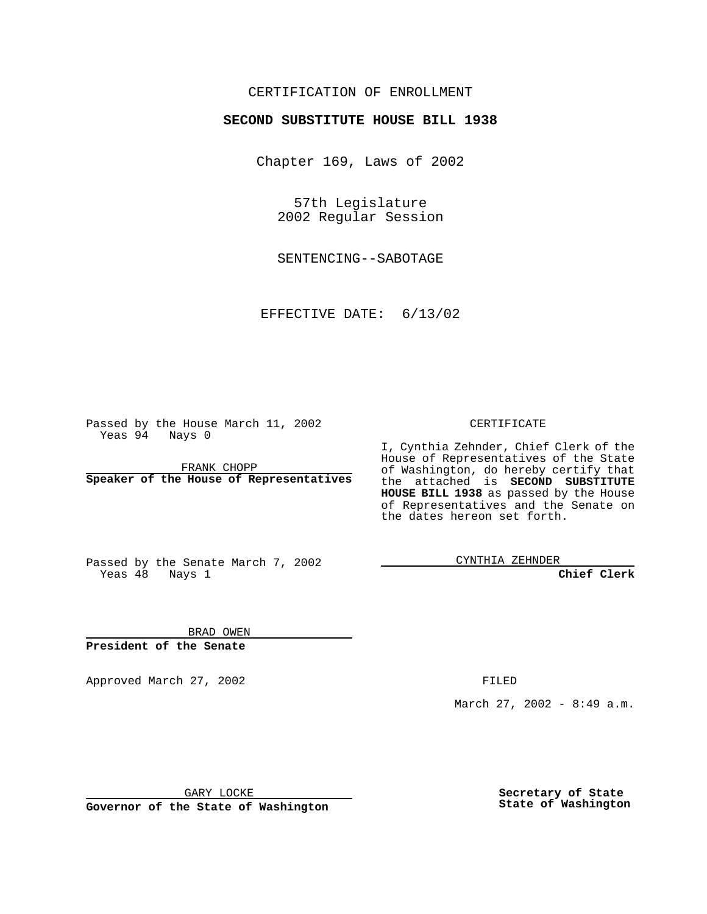CERTIFICATION OF ENROLLMENT

**SECOND SUBSTITUTE HOUSE BILL 1938**

Chapter 169, Laws of 2002

57th Legislature
2002 Regular Session

SENTENCING--SABOTAGE

EFFECTIVE DATE: 6/13/02

Passed by the House March 11, 2002
Yeas 94 Nays 0

FRANK CHOPP
**Speaker of the House of Representatives**

Passed by the Senate March 7, 2002
Yeas 48 Nays 1

BRAD OWEN
**President of the Senate**

CERTIFICATE

I, Cynthia Zehnder, Chief Clerk of the House of Representatives of the State of Washington, do hereby certify that the attached is **SECOND SUBSTITUTE HOUSE BILL 1938** as passed by the House of Representatives and the Senate on the dates hereon set forth.

CYNTHIA ZEHNDER
**Chief Clerk**

Approved March 27, 2002

FILED

March 27, 2002 - 8:49 a.m.

GARY LOCKE
**Governor of the State of Washington**

**Secretary of State**
**State of Washington**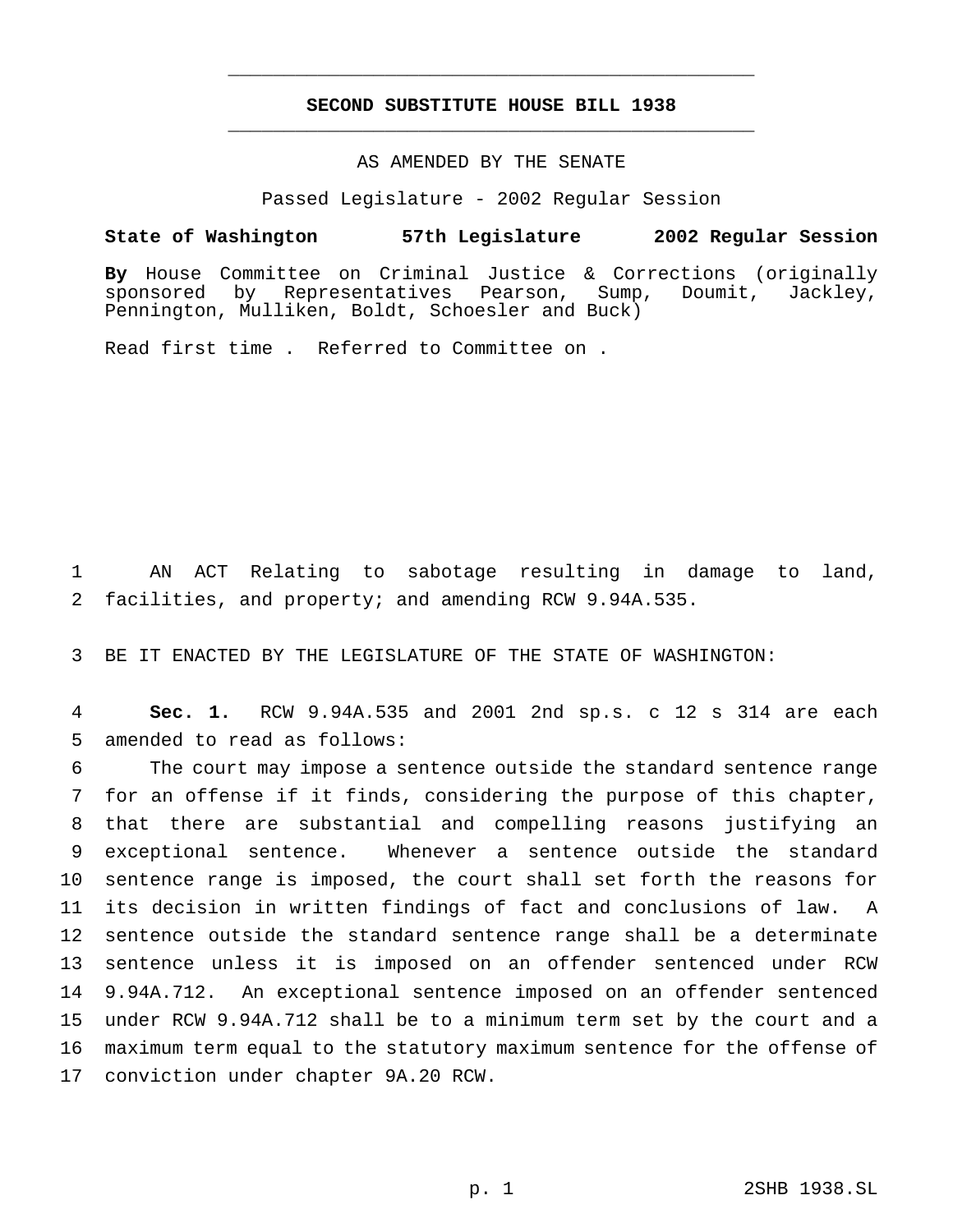# SECOND SUBSTITUTE HOUSE BILL 1938

AS AMENDED BY THE SENATE

Passed Legislature - 2002 Regular Session

**State of Washington 57th Legislature 2002 Regular Session**

**By** House Committee on Criminal Justice & Corrections (originally sponsored by Representatives Pearson, Sump, Doumit, Jackley, Pennington, Mulliken, Boldt, Schoesler and Buck)

Read first time . Referred to Committee on .

1 AN ACT Relating to sabotage resulting in damage to land,
2 facilities, and property; and amending RCW 9.94A.535.

3 BE IT ENACTED BY THE LEGISLATURE OF THE STATE OF WASHINGTON:

4 **Sec. 1.** RCW 9.94A.535 and 2001 2nd sp.s. c 12 s 314 are each
5 amended to read as follows:

6 The court may impose a sentence outside the standard sentence range
7 for an offense if it finds, considering the purpose of this chapter,
8 that there are substantial and compelling reasons justifying an
9 exceptional sentence. Whenever a sentence outside the standard
10 sentence range is imposed, the court shall set forth the reasons for
11 its decision in written findings of fact and conclusions of law. A
12 sentence outside the standard sentence range shall be a determinate
13 sentence unless it is imposed on an offender sentenced under RCW
14 9.94A.712. An exceptional sentence imposed on an offender sentenced
15 under RCW 9.94A.712 shall be to a minimum term set by the court and a
16 maximum term equal to the statutory maximum sentence for the offense of
17 conviction under chapter 9A.20 RCW.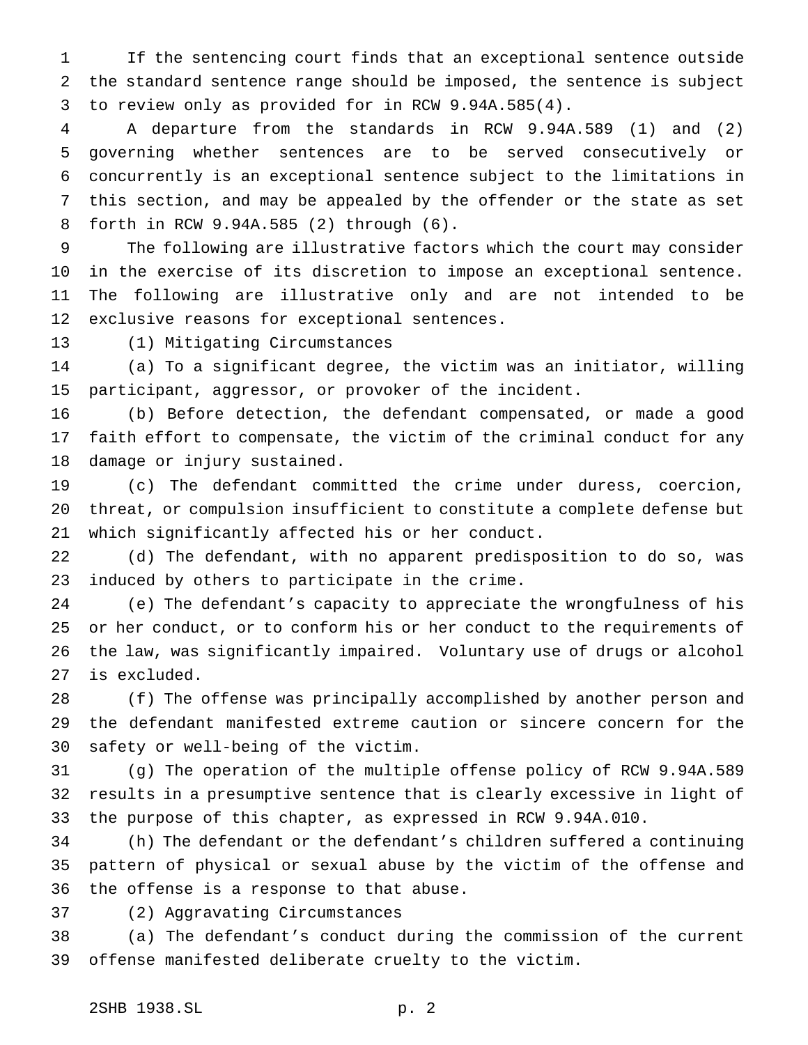If the sentencing court finds that an exceptional sentence outside the standard sentence range should be imposed, the sentence is subject to review only as provided for in RCW 9.94A.585(4).

A departure from the standards in RCW 9.94A.589 (1) and (2) governing whether sentences are to be served consecutively or concurrently is an exceptional sentence subject to the limitations in this section, and may be appealed by the offender or the state as set forth in RCW 9.94A.585 (2) through (6).

The following are illustrative factors which the court may consider in the exercise of its discretion to impose an exceptional sentence. The following are illustrative only and are not intended to be exclusive reasons for exceptional sentences.

(1) Mitigating Circumstances

(a) To a significant degree, the victim was an initiator, willing participant, aggressor, or provoker of the incident.

(b) Before detection, the defendant compensated, or made a good faith effort to compensate, the victim of the criminal conduct for any damage or injury sustained.

(c) The defendant committed the crime under duress, coercion, threat, or compulsion insufficient to constitute a complete defense but which significantly affected his or her conduct.

(d) The defendant, with no apparent predisposition to do so, was induced by others to participate in the crime.

(e) The defendant's capacity to appreciate the wrongfulness of his or her conduct, or to conform his or her conduct to the requirements of the law, was significantly impaired. Voluntary use of drugs or alcohol is excluded.

(f) The offense was principally accomplished by another person and the defendant manifested extreme caution or sincere concern for the safety or well-being of the victim.

(g) The operation of the multiple offense policy of RCW 9.94A.589 results in a presumptive sentence that is clearly excessive in light of the purpose of this chapter, as expressed in RCW 9.94A.010.

(h) The defendant or the defendant's children suffered a continuing pattern of physical or sexual abuse by the victim of the offense and the offense is a response to that abuse.

(2) Aggravating Circumstances

(a) The defendant's conduct during the commission of the current offense manifested deliberate cruelty to the victim.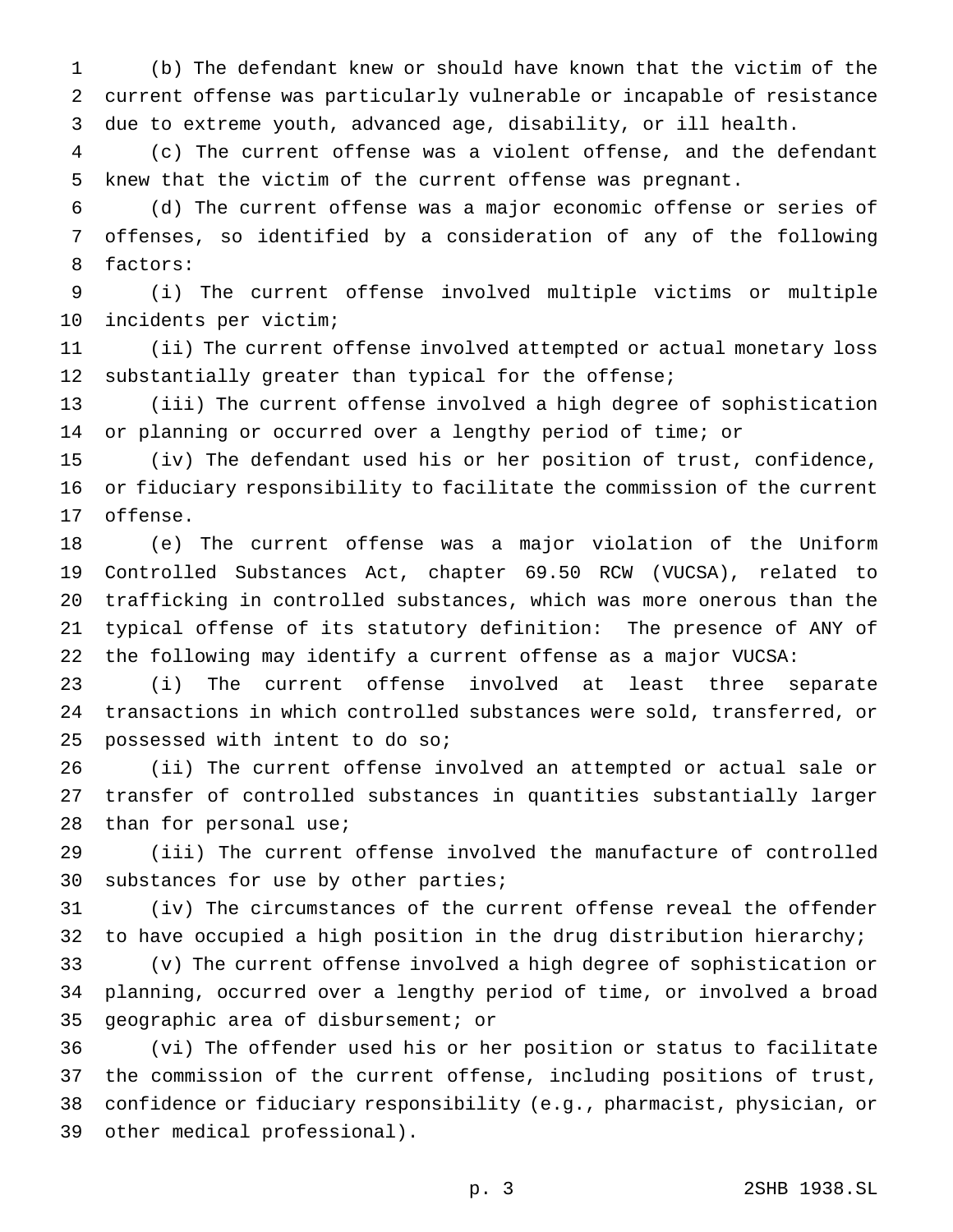(b) The defendant knew or should have known that the victim of the current offense was particularly vulnerable or incapable of resistance due to extreme youth, advanced age, disability, or ill health.

(c) The current offense was a violent offense, and the defendant knew that the victim of the current offense was pregnant.

(d) The current offense was a major economic offense or series of offenses, so identified by a consideration of any of the following factors:

(i) The current offense involved multiple victims or multiple incidents per victim;

(ii) The current offense involved attempted or actual monetary loss substantially greater than typical for the offense;

(iii) The current offense involved a high degree of sophistication or planning or occurred over a lengthy period of time; or

(iv) The defendant used his or her position of trust, confidence, or fiduciary responsibility to facilitate the commission of the current offense.

(e) The current offense was a major violation of the Uniform Controlled Substances Act, chapter 69.50 RCW (VUCSA), related to trafficking in controlled substances, which was more onerous than the typical offense of its statutory definition: The presence of ANY of the following may identify a current offense as a major VUCSA:

(i) The current offense involved at least three separate transactions in which controlled substances were sold, transferred, or possessed with intent to do so;

(ii) The current offense involved an attempted or actual sale or transfer of controlled substances in quantities substantially larger than for personal use;

(iii) The current offense involved the manufacture of controlled substances for use by other parties;

(iv) The circumstances of the current offense reveal the offender to have occupied a high position in the drug distribution hierarchy;

(v) The current offense involved a high degree of sophistication or planning, occurred over a lengthy period of time, or involved a broad geographic area of disbursement; or

(vi) The offender used his or her position or status to facilitate the commission of the current offense, including positions of trust, confidence or fiduciary responsibility (e.g., pharmacist, physician, or other medical professional).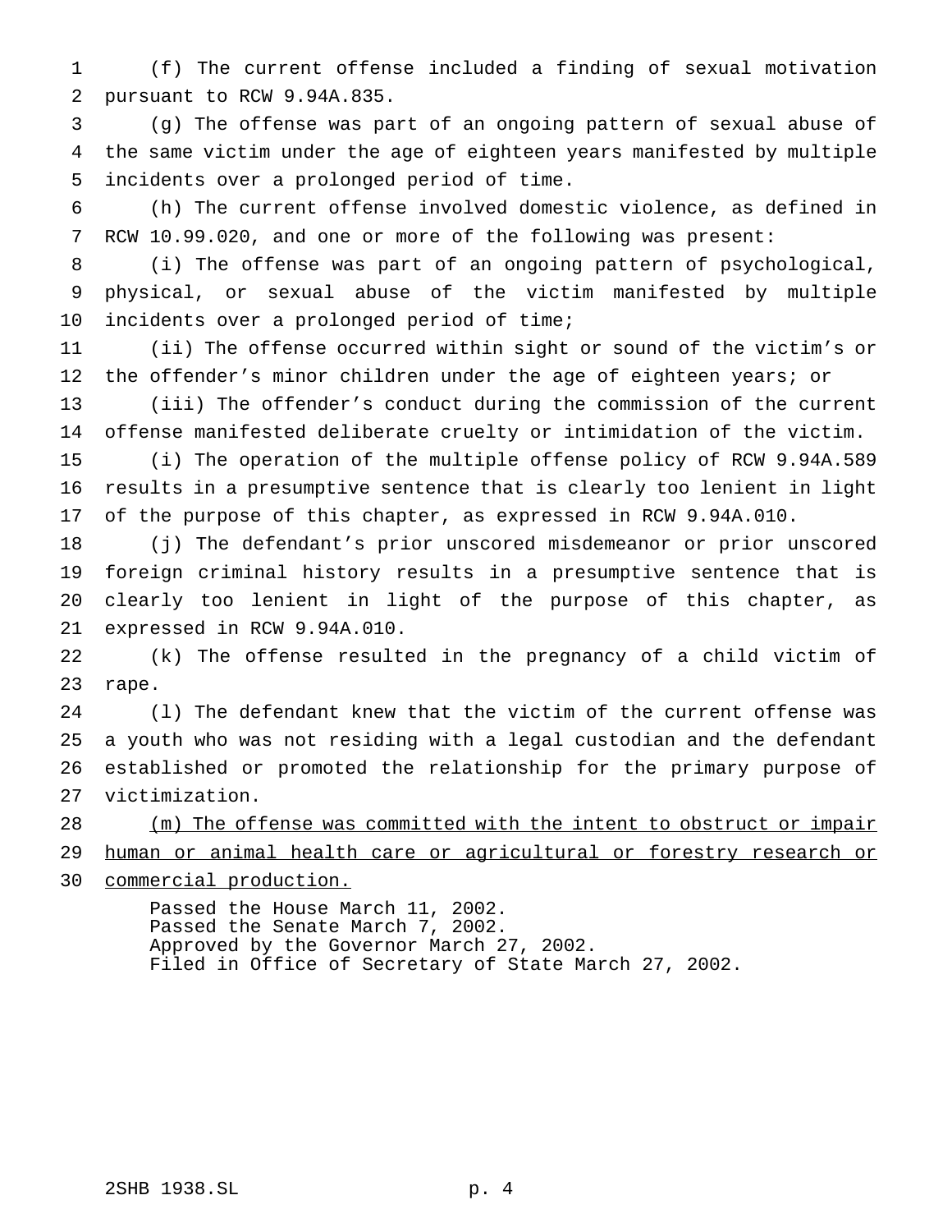(f) The current offense included a finding of sexual motivation pursuant to RCW 9.94A.835.

(g) The offense was part of an ongoing pattern of sexual abuse of the same victim under the age of eighteen years manifested by multiple incidents over a prolonged period of time.

(h) The current offense involved domestic violence, as defined in RCW 10.99.020, and one or more of the following was present:

(i) The offense was part of an ongoing pattern of psychological, physical, or sexual abuse of the victim manifested by multiple incidents over a prolonged period of time;

(ii) The offense occurred within sight or sound of the victim's or the offender's minor children under the age of eighteen years; or

(iii) The offender's conduct during the commission of the current offense manifested deliberate cruelty or intimidation of the victim.

(i) The operation of the multiple offense policy of RCW 9.94A.589 results in a presumptive sentence that is clearly too lenient in light of the purpose of this chapter, as expressed in RCW 9.94A.010.

(j) The defendant's prior unscored misdemeanor or prior unscored foreign criminal history results in a presumptive sentence that is clearly too lenient in light of the purpose of this chapter, as expressed in RCW 9.94A.010.

(k) The offense resulted in the pregnancy of a child victim of rape.

(l) The defendant knew that the victim of the current offense was a youth who was not residing with a legal custodian and the defendant established or promoted the relationship for the primary purpose of victimization.

<u>(m) The offense was committed with the intent to obstruct or impair human or animal health care or agricultural or forestry research or commercial production.</u>

Passed the House March 11, 2002.
Passed the Senate March 7, 2002.
Approved by the Governor March 27, 2002.
Filed in Office of Secretary of State March 27, 2002.